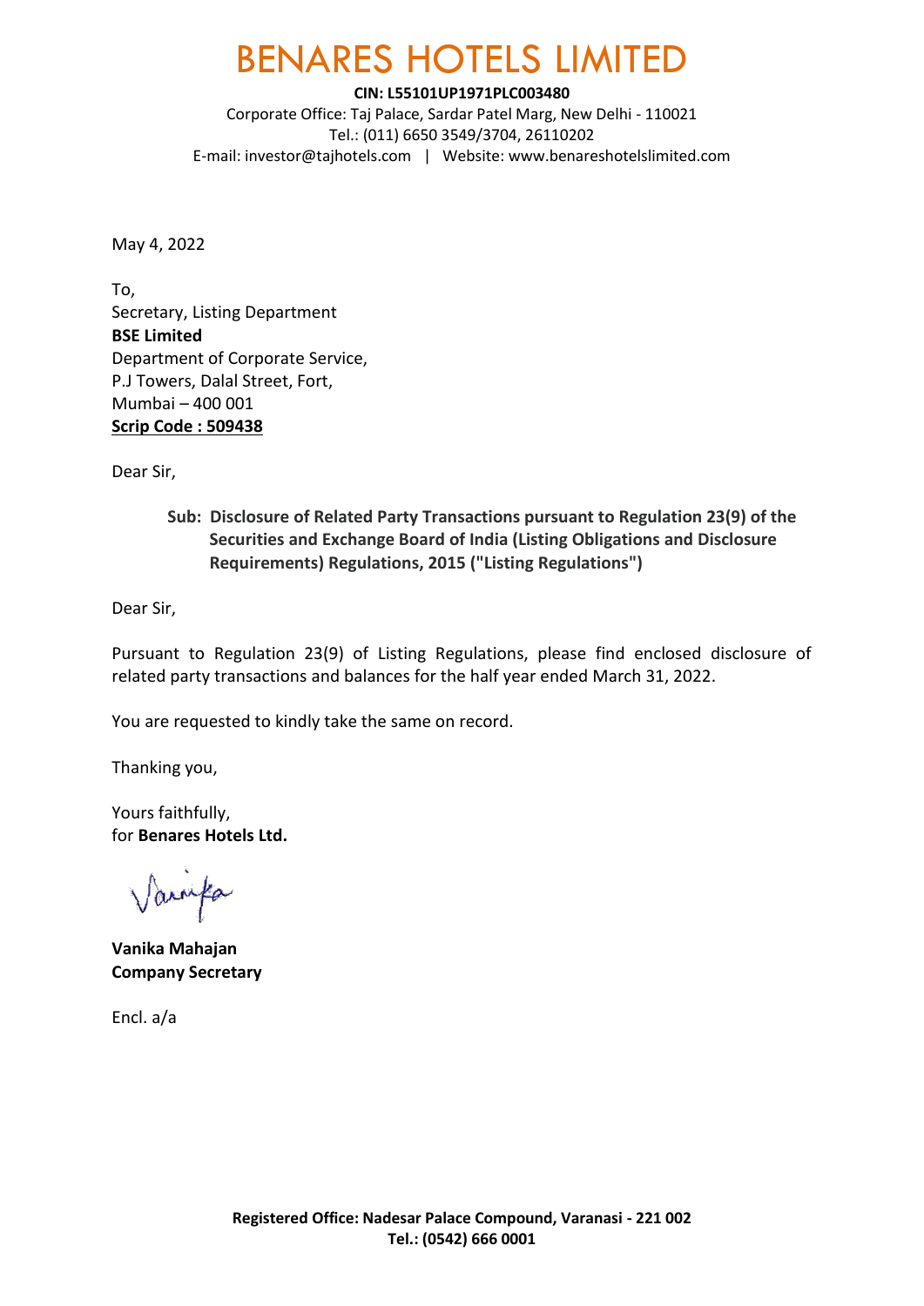# BENARES HOTELS LIMITED

**CIN: L55101UP1971PLC003480**
Corporate Office: Taj Palace, Sardar Patel Marg, New Delhi - 110021
Tel.: (011) 6650 3549/3704, 26110202
E-mail: investor@tajhotels.com | Website: www.benareshotelslimited.com

May 4, 2022

To,
Secretary, Listing Department
**BSE Limited**
Department of Corporate Service,
P.J Towers, Dalal Street, Fort,
Mumbai – 400 001
**Scrip Code : 509438**

Dear Sir,

**Sub: Disclosure of Related Party Transactions pursuant to Regulation 23(9) of the Securities and Exchange Board of India (Listing Obligations and Disclosure Requirements) Regulations, 2015 ("Listing Regulations")**

Dear Sir,

Pursuant to Regulation 23(9) of Listing Regulations, please find enclosed disclosure of related party transactions and balances for the half year ended March 31, 2022.

You are requested to kindly take the same on record.

Thanking you,

Yours faithfully,
for **Benares Hotels Ltd.**

**Vanika Mahajan**
**Company Secretary**

Encl. a/a

**Registered Office: Nadesar Palace Compound, Varanasi - 221 002**
**Tel.: (0542) 666 0001**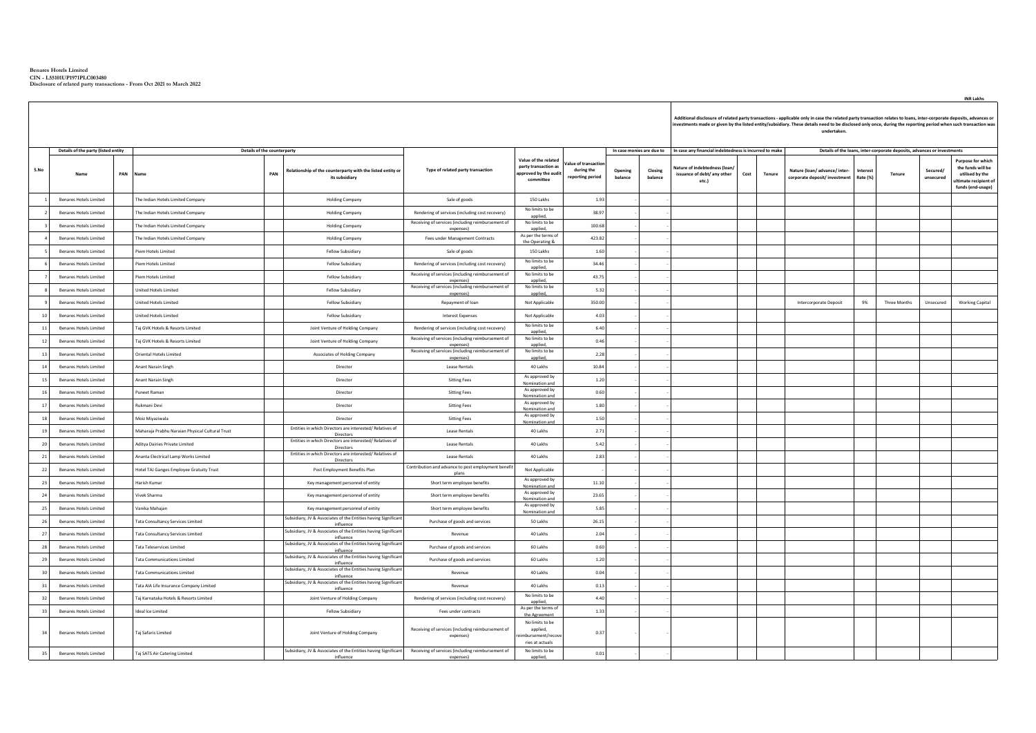**Benares Hotels Limited**
**CIN - L55101UP1971PLC003480**
**Disclosure of related party transactions - From Oct 2021 to March 2022**

INR Lakhs

| | | | | | | | | | | | | | | | | | | | | |
|---|---|---|---|---|---|---|---|---|---|---|---|---|---|---|---|---|---|---|---|---|
| | | | | | | | | | | | Additional disclosure of related party transactions - applicable only in case the related party transaction relates to loans, inter-corporate deposits, advances or investments made or given by the listed entity/subsidiary. These details need to be disclosed only once, during the reporting period when such transaction was undertaken. | | | | | | | | | |
| | Details of the party (listed entity | | Details of the counterparty | | | | | | In case monies are due to | | In case any financial indebtedness is incurred to make | | | Details of the loans, inter-corporate deposits, advances or investments | | | | | | |
| S.No | Name | PAN | Name | PAN | Relationship of the counterparty with the listed entity or its subsidiary | Type of related party transaction | Value of the related party transaction as approved by the audit committee | Value of transaction during the reporting period | Opening balance | Closing balance | Nature of indebtedness (loan/ issuance of debt/ any other etc.) | Cost | Tenure | Nature (loan/ advance/ inter-corporate deposit/ investment | Interest Rate (%) | Tenure | Secured/ unsecured | Purpose for which the funds will be utilised by the ultimate recipient of funds (end-usage) | | |
| 1 | Benares Hotels Limited | | The Indian Hotels Limited Company | | Holding Company | Sale of goods | 150 Lakhs | 1.93 | - | - | | | | | | | | | | |
| 2 | Benares Hotels Limited | | The Indian Hotels Limited Company | | Holding Company | Rendering of services (including cost recovery) | No limits to be applied, | 38.97 | - | - | | | | | | | | | | |
| 3 | Benares Hotels Limited | | The Indian Hotels Limited Company | | Holding Company | Receiving of services (including reimbursement of expenses) | No limits to be applied, | 100.68 | - | - | | | | | | | | | | |
| 4 | Benares Hotels Limited | | The Indian Hotels Limited Company | | Holding Company | Fees under Management Contracts | As per the terms of the Operating & | 423.82 | - | - | | | | | | | | | | |
| 5 | Benares Hotels Limited | | Piem Hotels Limited | | Fellow Subsidiary | Sale of goods | 150 Lakhs | 1.60 | - | - | | | | | | | | | | |
| 6 | Benares Hotels Limited | | Piem Hotels Limited | | Fellow Subsidiary | Rendering of services (including cost recovery) | No limits to be applied, | 34.46 | - | - | | | | | | | | | | |
| 7 | Benares Hotels Limited | | Piem Hotels Limited | | Fellow Subsidiary | Receiving of services (including reimbursement of expenses) | No limits to be applied, | 43.75 | - | - | | | | | | | | | | |
| 8 | Benares Hotels Limited | | United Hotels Limited | | Fellow Subsidiary | Receiving of services (including reimbursement of expenses) | No limits to be applied, | 5.32 | - | - | | | | | | | | | | |
| 9 | Benares Hotels Limited | | United Hotels Limited | | Fellow Subsidiary | Repayment of loan | Not Applicable | 350.00 | - | - | | | | Intercorporate Deposit | 9% | Three Months | Unsecured | Working Capital | | |
| 10 | Benares Hotels Limited | | United Hotels Limited | | Fellow Subsidiary | Interest Expenses | Not Applicable | 4.03 | - | - | | | | | | | | | | |
| 11 | Benares Hotels Limited | | Taj GVK Hotels & Resorts Limited | | Joint Venture of Holding Company | Rendering of services (including cost recovery) | No limits to be applied, | 6.40 | - | - | | | | | | | | | | |
| 12 | Benares Hotels Limited | | Taj GVK Hotels & Resorts Limited | | Joint Venture of Holding Company | Receiving of services (including reimbursement of expenses) | No limits to be applied, | 0.46 | - | - | | | | | | | | | | |
| 13 | Benares Hotels Limited | | Oriental Hotels Limited | | Associates of Holding Company | Receiving of services (including reimbursement of expenses) | No limits to be applied, | 2.28 | - | - | | | | | | | | | | |
| 14 | Benares Hotels Limited | | Anant Narain Singh | | Director | Lease Rentals | 40 Lakhs | 10.84 | - | - | | | | | | | | | | |
| 15 | Benares Hotels Limited | | Anant Narain Singh | | Director | Sitting Fees | As approved by Nomination and | 1.20 | - | - | | | | | | | | | | |
| 16 | Benares Hotels Limited | | Puneet Raman | | Director | Sitting Fees | As approved by Nomination and | 0.60 | - | - | | | | | | | | | | |
| 17 | Benares Hotels Limited | | Rukmani Devi | | Director | Sitting Fees | As approved by Nomination and | 1.80 | - | - | | | | | | | | | | |
| 18 | Benares Hotels Limited | | Moiz Miyaziwala | | Director | Sitting Fees | As approved by Nomination and | 1.50 | - | - | | | | | | | | | | |
| 19 | Benares Hotels Limited | | Maharaja Prabhu Naraian Physical Cultural Trust | | Entities in which Directors are interested/ Relatives of Directors | Lease Rentals | 40 Lakhs | 2.71 | - | - | | | | | | | | | | |
| 20 | Benares Hotels Limited | | Aditya Dairies Private Limited | | Entities in which Directors are interested/ Relatives of Directors | Lease Rentals | 40 Lakhs | 5.42 | - | - | | | | | | | | | | |
| 21 | Benares Hotels Limited | | Ananta Electrical Lamp Works Limited | | Entities in which Directors are interested/ Relatives of Directors | Lease Rentals | 40 Lakhs | 2.83 | - | - | | | | | | | | | | |
| 22 | Benares Hotels Limited | | Hotel TAJ Ganges Employee Gratuity Trust | | Post Employment Benefits Plan | Contribution and advance to post employment benefit plans | Not Applicable | - | - | - | | | | | | | | | | |
| 23 | Benares Hotels Limited | | Harish Kumar | | Key management personnel of entity | Short term employee benefits | As approved by Nomination and | 11.10 | - | - | | | | | | | | | | |
| 24 | Benares Hotels Limited | | Vivek Sharma | | Key management personnel of entity | Short term employee benefits | As approved by Nomination and | 23.65 | - | - | | | | | | | | | | |
| 25 | Benares Hotels Limited | | Vanika Mahajan | | Key management personnel of entity | Short term employee benefits | As approved by Nomination and | 5.85 | - | - | | | | | | | | | | |
| 26 | Benares Hotels Limited | | Tata Consultancy Services Limited | | Subsidiary, JV & Associates of the Entities having Significant influence | Purchase of goods and services | 50 Lakhs | 26.15 | - | - | | | | | | | | | | |
| 27 | Benares Hotels Limited | | Tata Consultancy Services Limited | | Subsidiary, JV & Associates of the Entities having Significant influence | Revenue | 40 Lakhs | 2.04 | - | - | | | | | | | | | | |
| 28 | Benares Hotels Limited | | Tata Teleservices Limited | | Subsidiary, JV & Associates of the Entities having Significant influence | Purchase of goods and services | 60 Lakhs | 0.60 | - | - | | | | | | | | | | |
| 29 | Benares Hotels Limited | | Tata Communications Limited | | Subsidiary, JV & Associates of the Entities having Significant influence | Purchase of goods and services | 60 Lakhs | 1.20 | - | - | | | | | | | | | | |
| 30 | Benares Hotels Limited | | Tata Communications Limited | | Subsidiary, JV & Associates of the Entities having Significant influence | Revenue | 40 Lakhs | 0.04 | - | - | | | | | | | | | | |
| 31 | Benares Hotels Limited | | Tata AIA Life Insurance Company Limited | | Subsidiary, JV & Associates of the Entities having Significant influence | Revenue | 40 Lakhs | 0.13 | - | - | | | | | | | | | | |
| 32 | Benares Hotels Limited | | Taj Karnataka Hotels & Resorts Limited | | Joint Venture of Holding Company | Rendering of services (including cost recovery) | No limits to be applied, | 4.40 | - | - | | | | | | | | | | |
| 33 | Benares Hotels Limited | | Ideal Ice Limited | | Fellow Subsidiary | Fees under contracts | As per the terms of the Agreement | 1.33 | - | - | | | | | | | | | | |
| 34 | Benares Hotels Limited | | Taj Safaris Limited | | Joint Venture of Holding Company | Receiving of services (including reimbursement of expenses) | No limits to be applied, reimbursement/recoveries at actuals | 0.37 | - | - | | | | | | | | | | |
| 35 | Benares Hotels Limited | | Taj SATS Air Catering Limited | | Subsidiary, JV & Associates of the Entities having Significant influence | Receiving of services (including reimbursement of expenses) | No limits to be applied, | 0.01 | - | - | | | | | | | | | | |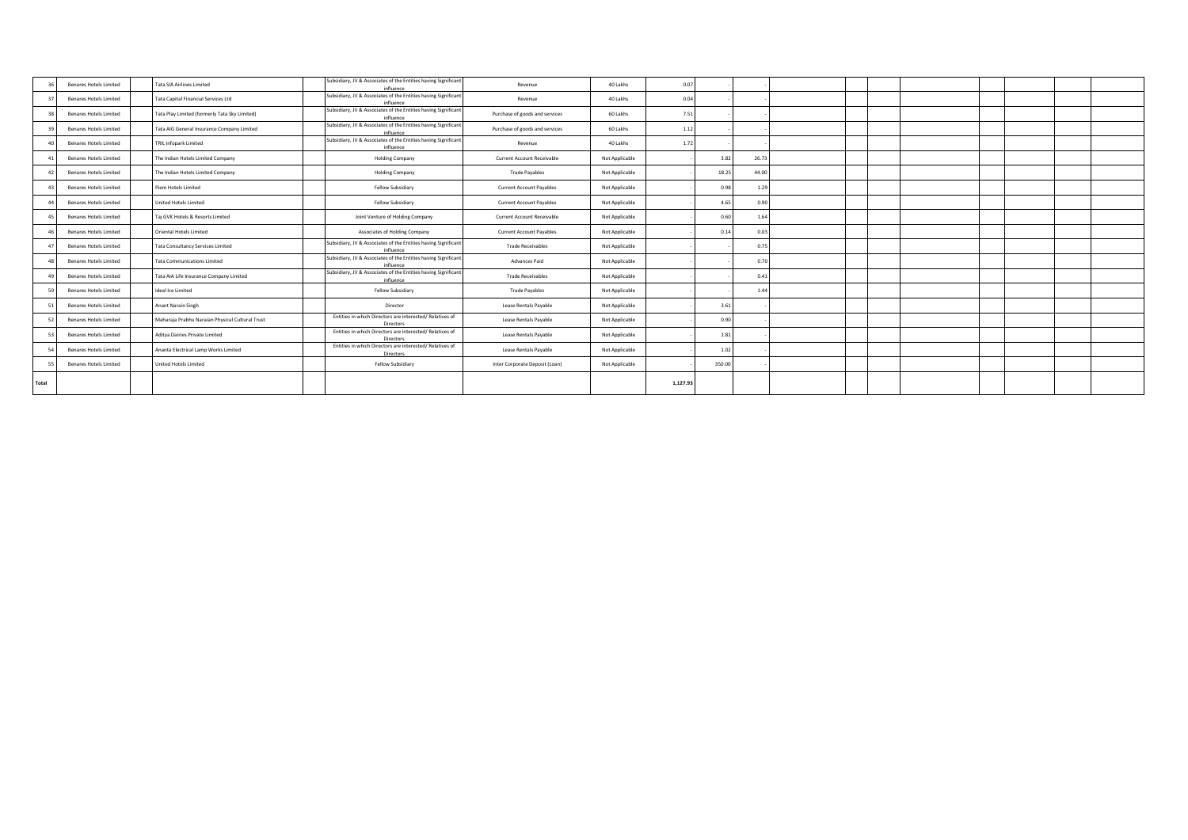| | | | | | | | | | | | | | | | | | | |
|---|---|---|---|---|---|---|---|---|---|---|---|---|---|---|---|---|---|---|
| 36 | Benares Hotels Limited | | Tata SIA Airlines Limited | | Subsidiary, JV & Associates of the Entities having Significant influence | Revenue | 40 Lakhs | 0.07 | - | - | | | | | | | | |
| 37 | Benares Hotels Limited | | Tata Capital Financial Services Ltd | | Subsidiary, JV & Associates of the Entities having Significant influence | Revenue | 40 Lakhs | 0.04 | - | - | | | | | | | | |
| 38 | Benares Hotels Limited | | Tata Play Limited (formerly Tata Sky Limited) | | Subsidiary, JV & Associates of the Entities having Significant influence | Purchase of goods and services | 60 Lakhs | 7.51 | - | - | | | | | | | | |
| 39 | Benares Hotels Limited | | Tata AIG General Insurance Company Limited | | Subsidiary, JV & Associates of the Entities having Significant influence | Purchase of goods and services | 60 Lakhs | 1.12 | - | - | | | | | | | | |
| 40 | Benares Hotels Limited | | TRIL Infopark Limited | | Subsidiary, JV & Associates of the Entities having Significant influence | Revenue | 40 Lakhs | 1.72 | - | - | | | | | | | | |
| 41 | Benares Hotels Limited | | The Indian Hotels Limited Company | | Holding Company | Current Account Receivable | Not Applicable | - | 3.82 | 26.73 | | | | | | | | |
| 42 | Benares Hotels Limited | | The Indian Hotels Limited Company | | Holding Company | Trade Payables | Not Applicable | - | 18.25 | 44.00 | | | | | | | | |
| 43 | Benares Hotels Limited | | Piem Hotels Limited | | Fellow Subsidiary | Current Account Payables | Not Applicable | - | 0.98 | 1.29 | | | | | | | | |
| 44 | Benares Hotels Limited | | United Hotels Limited | | Fellow Subsidiary | Current Account Payables | Not Applicable | - | 4.65 | 0.90 | | | | | | | | |
| 45 | Benares Hotels Limited | | Taj GVK Hotels & Resorts Limited | | Joint Venture of Holding Company | Current Account Receivable | Not Applicable | - | 0.60 | 1.64 | | | | | | | | |
| 46 | Benares Hotels Limited | | Oriental Hotels Limited | | Associates of Holding Company | Current Account Payables | Not Applicable | - | 0.14 | 0.03 | | | | | | | | |
| 47 | Benares Hotels Limited | | Tata Consultancy Services Limited | | Subsidiary, JV & Associates of the Entities having Significant influence | Trade Receivables | Not Applicable | - | - | 0.75 | | | | | | | | |
| 48 | Benares Hotels Limited | | Tata Communications Limited | | Subsidiary, JV & Associates of the Entities having Significant influence | Advances Paid | Not Applicable | - | - | 0.70 | | | | | | | | |
| 49 | Benares Hotels Limited | | Tata AIA Life Insurance Company Limited | | Subsidiary, JV & Associates of the Entities having Significant influence | Trade Receivables | Not Applicable | - | - | 0.41 | | | | | | | | |
| 50 | Benares Hotels Limited | | Ideal Ice Limited | | Fellow Subsidiary | Trade Payables | Not Applicable | - | - | 1.44 | | | | | | | | |
| 51 | Benares Hotels Limited | | Anant Narain Singh | | Director | Lease Rentals Payable | Not Applicable | - | 3.61 | - | | | | | | | | |
| 52 | Benares Hotels Limited | | Maharaja Prabhu Naraian Physical Cultural Trust | | Entities in which Directors are interested/ Relatives of Directors | Lease Rentals Payable | Not Applicable | - | 0.90 | - | | | | | | | | |
| 53 | Benares Hotels Limited | | Aditya Dairies Private Limited | | Entities in which Directors are interested/ Relatives of Directors | Lease Rentals Payable | Not Applicable | - | 1.81 | - | | | | | | | | |
| 54 | Benares Hotels Limited | | Ananta Electrical Lamp Works Limited | | Entities in which Directors are interested/ Relatives of Directors | Lease Rentals Payable | Not Applicable | - | 1.02 | - | | | | | | | | |
| 55 | Benares Hotels Limited | | United Hotels Limited | | Fellow Subsidiary | Inter Corporate Deposit (Loan) | Not Applicable | - | 350.00 | - | | | | | | | | |
| Total | | | | | | | | 1,127.93 | | | | | | | | | | |